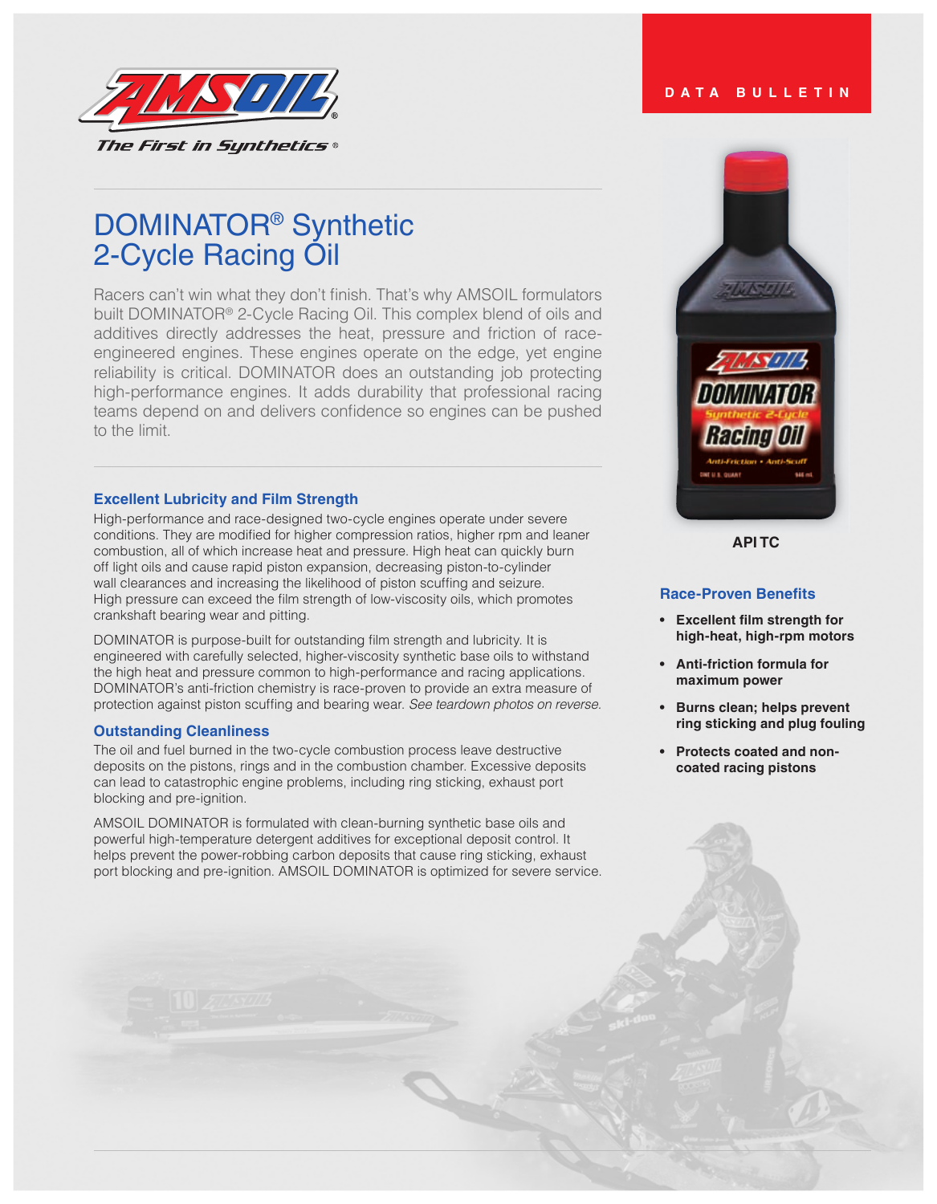DATA BULLETIN

# DOMINATOR® Synthetic 2-Cycle Racing Oil

Racers can't win what they don't finish. That's why AMSOIL formulators built DOMINATOR® 2-Cycle Racing Oil. This complex blend of oils and additives directly addresses the heat, pressure and friction of race-engineered engines. These engines operate on the edge, yet engine reliability is critical. DOMINATOR does an outstanding job protecting high-performance engines. It adds durability that professional racing teams depend on and delivers confidence so engines can be pushed to the limit.

## Excellent Lubricity and Film Strength

High-performance and race-designed two-cycle engines operate under severe conditions. They are modified for higher compression ratios, higher rpm and leaner combustion, all of which increase heat and pressure. High heat can quickly burn off light oils and cause rapid piston expansion, decreasing piston-to-cylinder wall clearances and increasing the likelihood of piston scuffing and seizure. High pressure can exceed the film strength of low-viscosity oils, which promotes crankshaft bearing wear and pitting.

DOMINATOR is purpose-built for outstanding film strength and lubricity. It is engineered with carefully selected, higher-viscosity synthetic base oils to withstand the high heat and pressure common to high-performance and racing applications. DOMINATOR's anti-friction chemistry is race-proven to provide an extra measure of protection against piston scuffing and bearing wear. *See teardown photos on reverse.*

## Outstanding Cleanliness

The oil and fuel burned in the two-cycle combustion process leave destructive deposits on the pistons, rings and in the combustion chamber. Excessive deposits can lead to catastrophic engine problems, including ring sticking, exhaust port blocking and pre-ignition.

AMSOIL DOMINATOR is formulated with clean-burning synthetic base oils and powerful high-temperature detergent additives for exceptional deposit control. It helps prevent the power-robbing carbon deposits that cause ring sticking, exhaust port blocking and pre-ignition. AMSOIL DOMINATOR is optimized for severe service.

**API TC**

## Race-Proven Benefits

- **Excellent film strength for high-heat, high-rpm motors**
- **Anti-friction formula for maximum power**
- **Burns clean; helps prevent ring sticking and plug fouling**
- **Protects coated and non-coated racing pistons**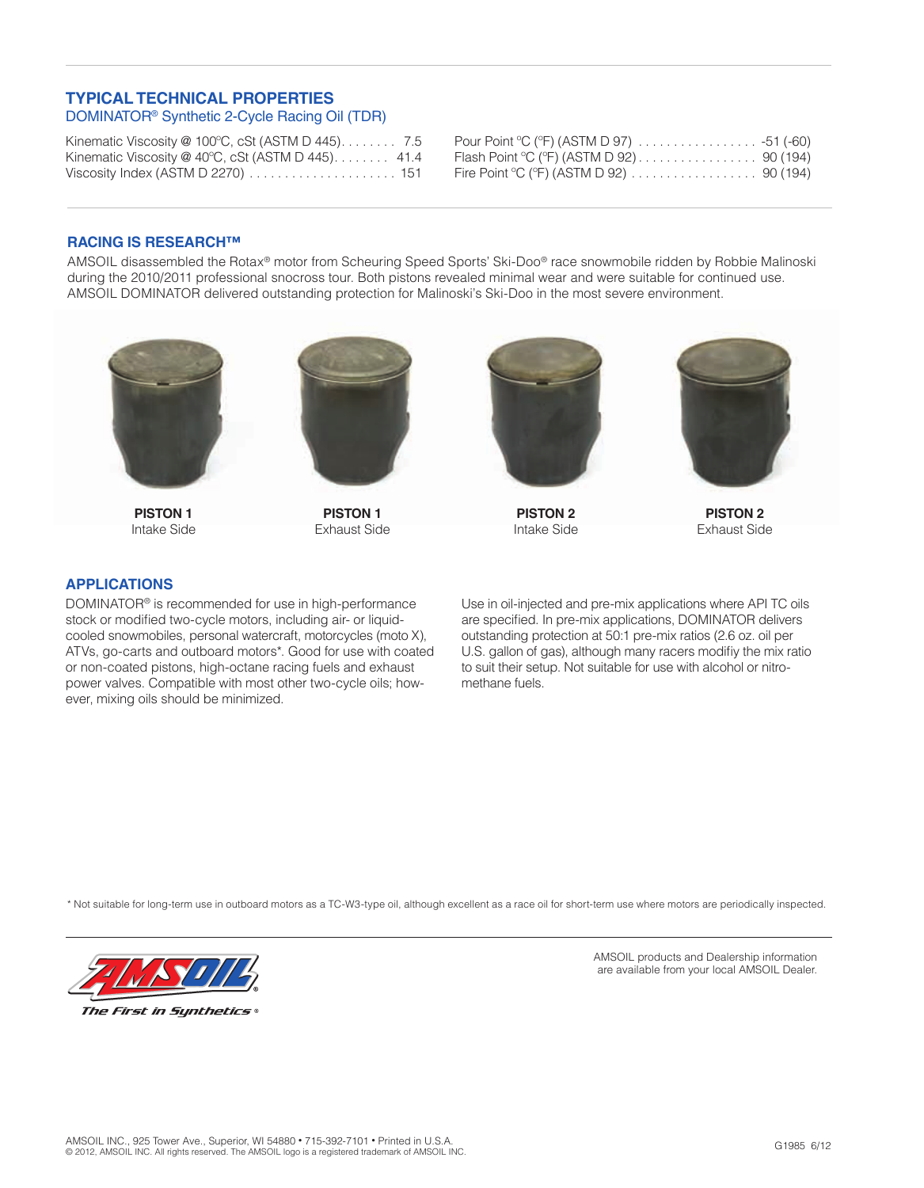## TYPICAL TECHNICAL PROPERTIES

DOMINATOR® Synthetic 2-Cycle Racing Oil (TDR)

| | |
|---|---|
| Kinematic Viscosity @ 100°C, cSt (ASTM D 445) | 7.5 |
| Kinematic Viscosity @ 40°C, cSt (ASTM D 445) | 41.4 |
| Viscosity Index (ASTM D 2270) | 151 |
| Pour Point °C (°F) (ASTM D 97) | -51 (-60) |
| Flash Point °C (°F) (ASTM D 92) | 90 (194) |
| Fire Point °C (°F) (ASTM D 92) | 90 (194) |

### RACING IS RESEARCH™

AMSOIL disassembled the Rotax® motor from Scheuring Speed Sports' Ski-Doo® race snowmobile ridden by Robbie Malinoski during the 2010/2011 professional snocross tour. Both pistons revealed minimal wear and were suitable for continued use. AMSOIL DOMINATOR delivered outstanding protection for Malinoski's Ski-Doo in the most severe environment.

**PISTON 1**
Intake Side

**PISTON 1**
Exhaust Side

**PISTON 2**
Intake Side

**PISTON 2**
Exhaust Side

## APPLICATIONS

DOMINATOR® is recommended for use in high-performance stock or modified two-cycle motors, including air- or liquid-cooled snowmobiles, personal watercraft, motorcycles (moto X), ATVs, go-carts and outboard motors*. Good for use with coated or non-coated pistons, high-octane racing fuels and exhaust power valves. Compatible with most other two-cycle oils; however, mixing oils should be minimized.

Use in oil-injected and pre-mix applications where API TC oils are specified. In pre-mix applications, DOMINATOR delivers outstanding protection at 50:1 pre-mix ratios (2.6 oz. oil per U.S. gallon of gas), although many racers modifiy the mix ratio to suit their setup. Not suitable for use with alcohol or nitro-methane fuels.

* Not suitable for long-term use in outboard motors as a TC-W3-type oil, although excellent as a race oil for short-term use where motors are periodically inspected.

AMSOIL

*The First in Synthetics®*

AMSOIL products and Dealership information are available from your local AMSOIL Dealer.

AMSOIL INC., 925 Tower Ave., Superior, WI 54880 • 715-392-7101 • Printed in U.S.A.
© 2012, AMSOIL INC. All rights reserved. The AMSOIL logo is a registered trademark of AMSOIL INC.

G1985 6/12